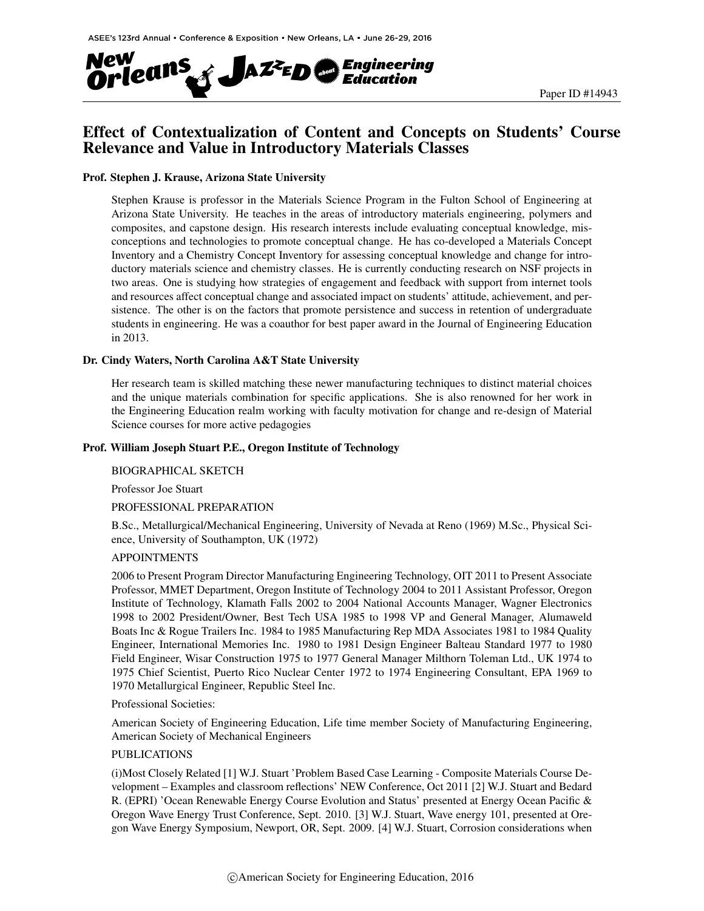Paper ID #14943

# Effect of Contextualization of Content and Concepts on Students' Course Relevance and Value in Introductory Materials Classes

### Prof. Stephen J. Krause, Arizona State University

Stephen Krause is professor in the Materials Science Program in the Fulton School of Engineering at Arizona State University. He teaches in the areas of introductory materials engineering, polymers and composites, and capstone design. His research interests include evaluating conceptual knowledge, misconceptions and technologies to promote conceptual change. He has co-developed a Materials Concept Inventory and a Chemistry Concept Inventory for assessing conceptual knowledge and change for introductory materials science and chemistry classes. He is currently conducting research on NSF projects in two areas. One is studying how strategies of engagement and feedback with support from internet tools and resources affect conceptual change and associated impact on students' attitude, achievement, and persistence. The other is on the factors that promote persistence and success in retention of undergraduate students in engineering. He was a coauthor for best paper award in the Journal of Engineering Education in 2013.

### Dr. Cindy Waters, North Carolina A&T State University

Her research team is skilled matching these newer manufacturing techniques to distinct material choices and the unique materials combination for specific applications. She is also renowned for her work in the Engineering Education realm working with faculty motivation for change and re-design of Material Science courses for more active pedagogies

### Prof. William Joseph Stuart P.E., Oregon Institute of Technology

BIOGRAPHICAL SKETCH

Professor Joe Stuart

PROFESSIONAL PREPARATION

B.Sc., Metallurgical/Mechanical Engineering, University of Nevada at Reno (1969) M.Sc., Physical Science, University of Southampton, UK (1972)

APPOINTMENTS

2006 to Present Program Director Manufacturing Engineering Technology, OIT 2011 to Present Associate Professor, MMET Department, Oregon Institute of Technology 2004 to 2011 Assistant Professor, Oregon Institute of Technology, Klamath Falls 2002 to 2004 National Accounts Manager, Wagner Electronics 1998 to 2002 President/Owner, Best Tech USA 1985 to 1998 VP and General Manager, Alumaweld Boats Inc & Rogue Trailers Inc. 1984 to 1985 Manufacturing Rep MDA Associates 1981 to 1984 Quality Engineer, International Memories Inc. 1980 to 1981 Design Engineer Balteau Standard 1977 to 1980 Field Engineer, Wisar Construction 1975 to 1977 General Manager Milthorn Toleman Ltd., UK 1974 to 1975 Chief Scientist, Puerto Rico Nuclear Center 1972 to 1974 Engineering Consultant, EPA 1969 to 1970 Metallurgical Engineer, Republic Steel Inc.

Professional Societies:

American Society of Engineering Education, Life time member Society of Manufacturing Engineering, American Society of Mechanical Engineers

PUBLICATIONS

(i)Most Closely Related [1] W.J. Stuart 'Problem Based Case Learning - Composite Materials Course Development – Examples and classroom reflections' NEW Conference, Oct 2011 [2] W.J. Stuart and Bedard R. (EPRI) 'Ocean Renewable Energy Course Evolution and Status' presented at Energy Ocean Pacific & Oregon Wave Energy Trust Conference, Sept. 2010. [3] W.J. Stuart, Wave energy 101, presented at Oregon Wave Energy Symposium, Newport, OR, Sept. 2009. [4] W.J. Stuart, Corrosion considerations when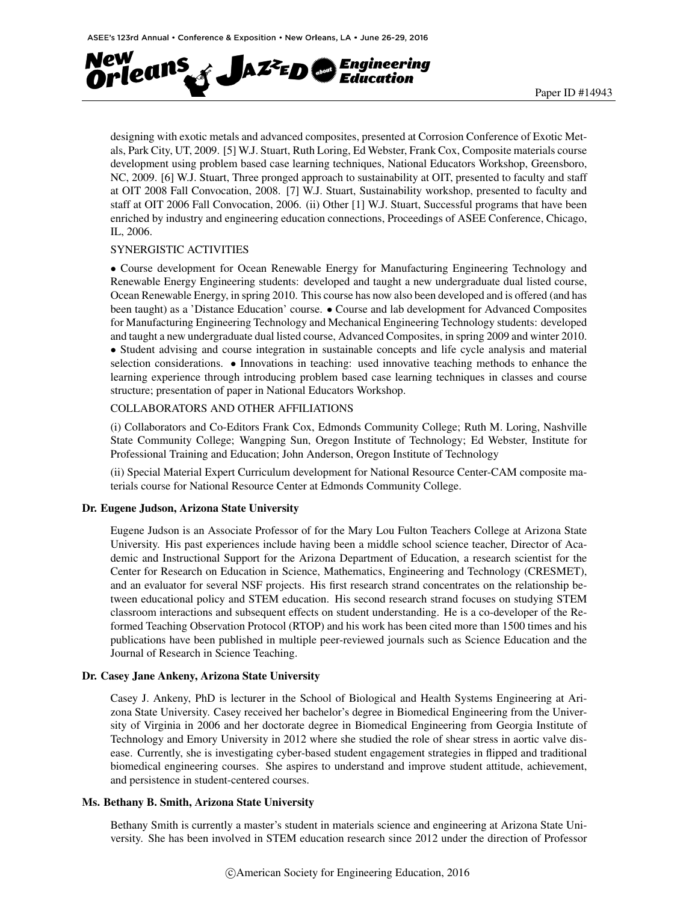designing with exotic metals and advanced composites, presented at Corrosion Conference of Exotic Metals, Park City, UT, 2009. [5] W.J. Stuart, Ruth Loring, Ed Webster, Frank Cox, Composite materials course development using problem based case learning techniques, National Educators Workshop, Greensboro, NC, 2009. [6] W.J. Stuart, Three pronged approach to sustainability at OIT, presented to faculty and staff at OIT 2008 Fall Convocation, 2008. [7] W.J. Stuart, Sustainability workshop, presented to faculty and staff at OIT 2006 Fall Convocation, 2006. (ii) Other [1] W.J. Stuart, Successful programs that have been enriched by industry and engineering education connections, Proceedings of ASEE Conference, Chicago, IL, 2006.

SYNERGISTIC ACTIVITIES

• Course development for Ocean Renewable Energy for Manufacturing Engineering Technology and Renewable Energy Engineering students: developed and taught a new undergraduate dual listed course, Ocean Renewable Energy, in spring 2010. This course has now also been developed and is offered (and has been taught) as a 'Distance Education' course. • Course and lab development for Advanced Composites for Manufacturing Engineering Technology and Mechanical Engineering Technology students: developed and taught a new undergraduate dual listed course, Advanced Composites, in spring 2009 and winter 2010. • Student advising and course integration in sustainable concepts and life cycle analysis and material selection considerations. • Innovations in teaching: used innovative teaching methods to enhance the learning experience through introducing problem based case learning techniques in classes and course structure; presentation of paper in National Educators Workshop.

COLLABORATORS AND OTHER AFFILIATIONS

(i) Collaborators and Co-Editors Frank Cox, Edmonds Community College; Ruth M. Loring, Nashville State Community College; Wangping Sun, Oregon Institute of Technology; Ed Webster, Institute for Professional Training and Education; John Anderson, Oregon Institute of Technology

(ii) Special Material Expert Curriculum development for National Resource Center-CAM composite materials course for National Resource Center at Edmonds Community College.

**Dr. Eugene Judson, Arizona State University**

Eugene Judson is an Associate Professor of for the Mary Lou Fulton Teachers College at Arizona State University. His past experiences include having been a middle school science teacher, Director of Academic and Instructional Support for the Arizona Department of Education, a research scientist for the Center for Research on Education in Science, Mathematics, Engineering and Technology (CRESMET), and an evaluator for several NSF projects. His first research strand concentrates on the relationship between educational policy and STEM education. His second research strand focuses on studying STEM classroom interactions and subsequent effects on student understanding. He is a co-developer of the Reformed Teaching Observation Protocol (RTOP) and his work has been cited more than 1500 times and his publications have been published in multiple peer-reviewed journals such as Science Education and the Journal of Research in Science Teaching.

**Dr. Casey Jane Ankeny, Arizona State University**

Casey J. Ankeny, PhD is lecturer in the School of Biological and Health Systems Engineering at Arizona State University. Casey received her bachelor's degree in Biomedical Engineering from the University of Virginia in 2006 and her doctorate degree in Biomedical Engineering from Georgia Institute of Technology and Emory University in 2012 where she studied the role of shear stress in aortic valve disease. Currently, she is investigating cyber-based student engagement strategies in flipped and traditional biomedical engineering courses. She aspires to understand and improve student attitude, achievement, and persistence in student-centered courses.

**Ms. Bethany B. Smith, Arizona State University**

Bethany Smith is currently a master's student in materials science and engineering at Arizona State University. She has been involved in STEM education research since 2012 under the direction of Professor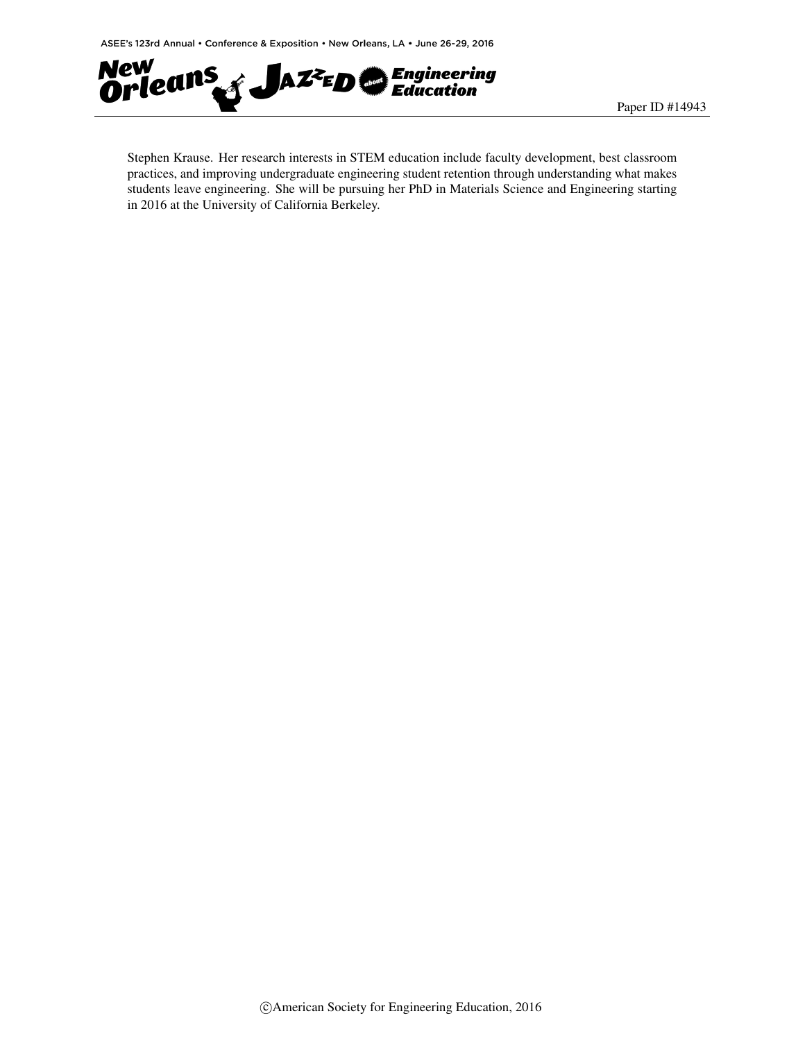Stephen Krause. Her research interests in STEM education include faculty development, best classroom practices, and improving undergraduate engineering student retention through understanding what makes students leave engineering. She will be pursuing her PhD in Materials Science and Engineering starting in 2016 at the University of California Berkeley.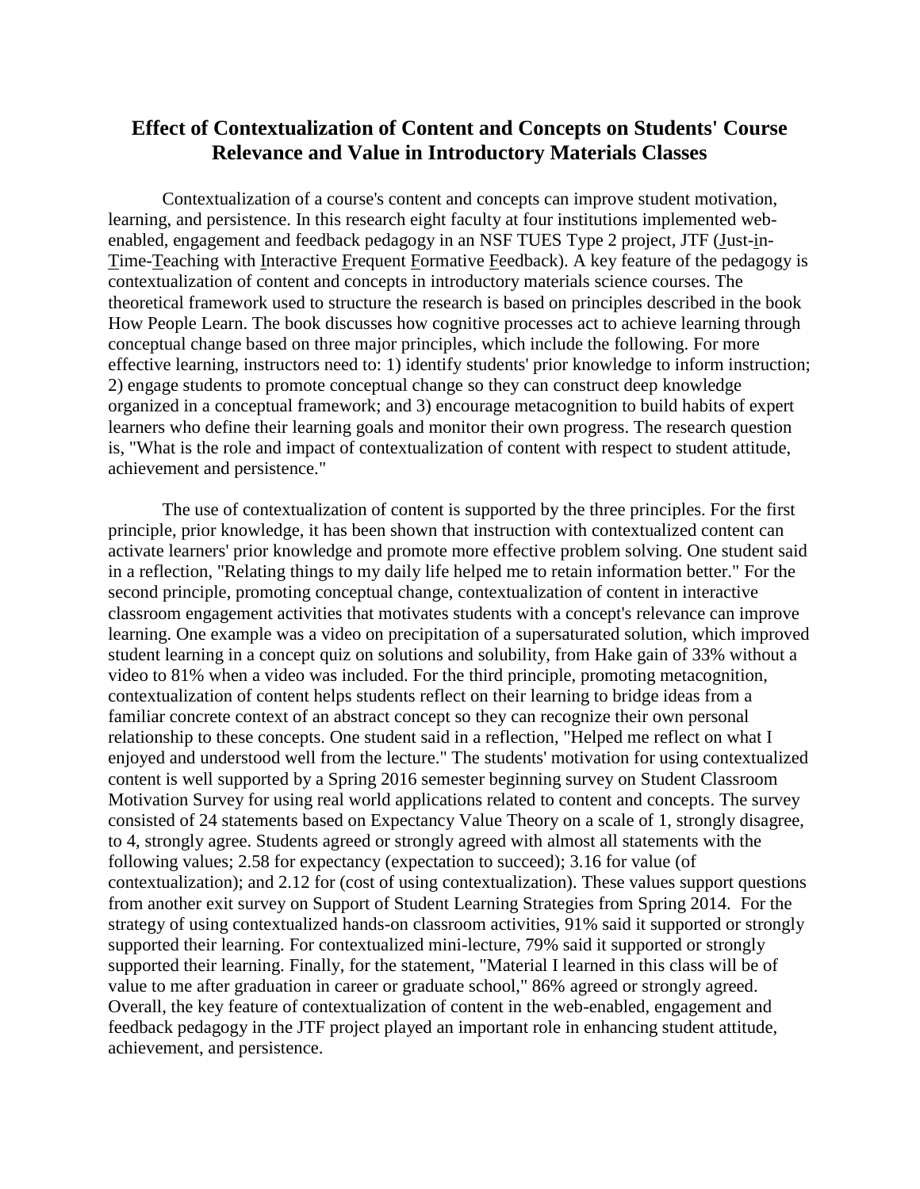## Effect of Contextualization of Content and Concepts on Students' Course Relevance and Value in Introductory Materials Classes

Contextualization of a course's content and concepts can improve student motivation, learning, and persistence. In this research eight faculty at four institutions implemented web-enabled, engagement and feedback pedagogy in an NSF TUES Type 2 project, JTF (Just-in-Time-Teaching with Interactive Frequent Formative Feedback). A key feature of the pedagogy is contextualization of content and concepts in introductory materials science courses. The theoretical framework used to structure the research is based on principles described in the book How People Learn. The book discusses how cognitive processes act to achieve learning through conceptual change based on three major principles, which include the following. For more effective learning, instructors need to: 1) identify students' prior knowledge to inform instruction; 2) engage students to promote conceptual change so they can construct deep knowledge organized in a conceptual framework; and 3) encourage metacognition to build habits of expert learners who define their learning goals and monitor their own progress. The research question is, "What is the role and impact of contextualization of content with respect to student attitude, achievement and persistence."

The use of contextualization of content is supported by the three principles. For the first principle, prior knowledge, it has been shown that instruction with contextualized content can activate learners' prior knowledge and promote more effective problem solving. One student said in a reflection, "Relating things to my daily life helped me to retain information better." For the second principle, promoting conceptual change, contextualization of content in interactive classroom engagement activities that motivates students with a concept's relevance can improve learning. One example was a video on precipitation of a supersaturated solution, which improved student learning in a concept quiz on solutions and solubility, from Hake gain of 33% without a video to 81% when a video was included. For the third principle, promoting metacognition, contextualization of content helps students reflect on their learning to bridge ideas from a familiar concrete context of an abstract concept so they can recognize their own personal relationship to these concepts. One student said in a reflection, "Helped me reflect on what I enjoyed and understood well from the lecture." The students' motivation for using contextualized content is well supported by a Spring 2016 semester beginning survey on Student Classroom Motivation Survey for using real world applications related to content and concepts. The survey consisted of 24 statements based on Expectancy Value Theory on a scale of 1, strongly disagree, to 4, strongly agree. Students agreed or strongly agreed with almost all statements with the following values; 2.58 for expectancy (expectation to succeed); 3.16 for value (of contextualization); and 2.12 for (cost of using contextualization). These values support questions from another exit survey on Support of Student Learning Strategies from Spring 2014. For the strategy of using contextualized hands-on classroom activities, 91% said it supported or strongly supported their learning. For contextualized mini-lecture, 79% said it supported or strongly supported their learning. Finally, for the statement, "Material I learned in this class will be of value to me after graduation in career or graduate school," 86% agreed or strongly agreed. Overall, the key feature of contextualization of content in the web-enabled, engagement and feedback pedagogy in the JTF project played an important role in enhancing student attitude, achievement, and persistence.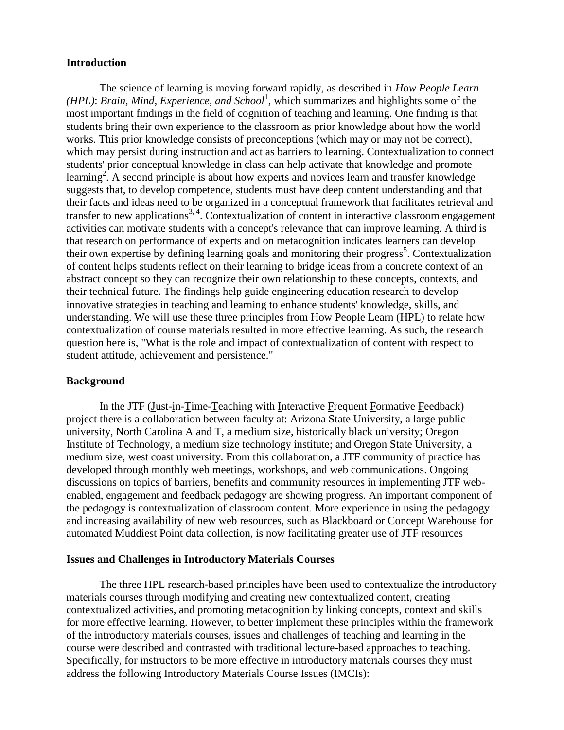## Introduction

The science of learning is moving forward rapidly, as described in *How People Learn (HPL)*: *Brain, Mind, Experience, and School*[1], which summarizes and highlights some of the most important findings in the field of cognition of teaching and learning. One finding is that students bring their own experience to the classroom as prior knowledge about how the world works. This prior knowledge consists of preconceptions (which may or may not be correct), which may persist during instruction and act as barriers to learning. Contextualization to connect students' prior conceptual knowledge in class can help activate that knowledge and promote learning[2]. A second principle is about how experts and novices learn and transfer knowledge suggests that, to develop competence, students must have deep content understanding and that their facts and ideas need to be organized in a conceptual framework that facilitates retrieval and transfer to new applications[3, 4]. Contextualization of content in interactive classroom engagement activities can motivate students with a concept's relevance that can improve learning. A third is that research on performance of experts and on metacognition indicates learners can develop their own expertise by defining learning goals and monitoring their progress[5]. Contextualization of content helps students reflect on their learning to bridge ideas from a concrete context of an abstract concept so they can recognize their own relationship to these concepts, contexts, and their technical future. The findings help guide engineering education research to develop innovative strategies in teaching and learning to enhance students' knowledge, skills, and understanding. We will use these three principles from How People Learn (HPL) to relate how contextualization of course materials resulted in more effective learning. As such, the research question here is, "What is the role and impact of contextualization of content with respect to student attitude, achievement and persistence."

## Background

In the JTF (Just-in-Time-Teaching with Interactive Frequent Formative Feedback) project there is a collaboration between faculty at: Arizona State University, a large public university, North Carolina A and T, a medium size, historically black university; Oregon Institute of Technology, a medium size technology institute; and Oregon State University, a medium size, west coast university. From this collaboration, a JTF community of practice has developed through monthly web meetings, workshops, and web communications. Ongoing discussions on topics of barriers, benefits and community resources in implementing JTF web-enabled, engagement and feedback pedagogy are showing progress. An important component of the pedagogy is contextualization of classroom content. More experience in using the pedagogy and increasing availability of new web resources, such as Blackboard or Concept Warehouse for automated Muddiest Point data collection, is now facilitating greater use of JTF resources

## Issues and Challenges in Introductory Materials Courses

The three HPL research-based principles have been used to contextualize the introductory materials courses through modifying and creating new contextualized content, creating contextualized activities, and promoting metacognition by linking concepts, context and skills for more effective learning. However, to better implement these principles within the framework of the introductory materials courses, issues and challenges of teaching and learning in the course were described and contrasted with traditional lecture-based approaches to teaching. Specifically, for instructors to be more effective in introductory materials courses they must address the following Introductory Materials Course Issues (IMCIs):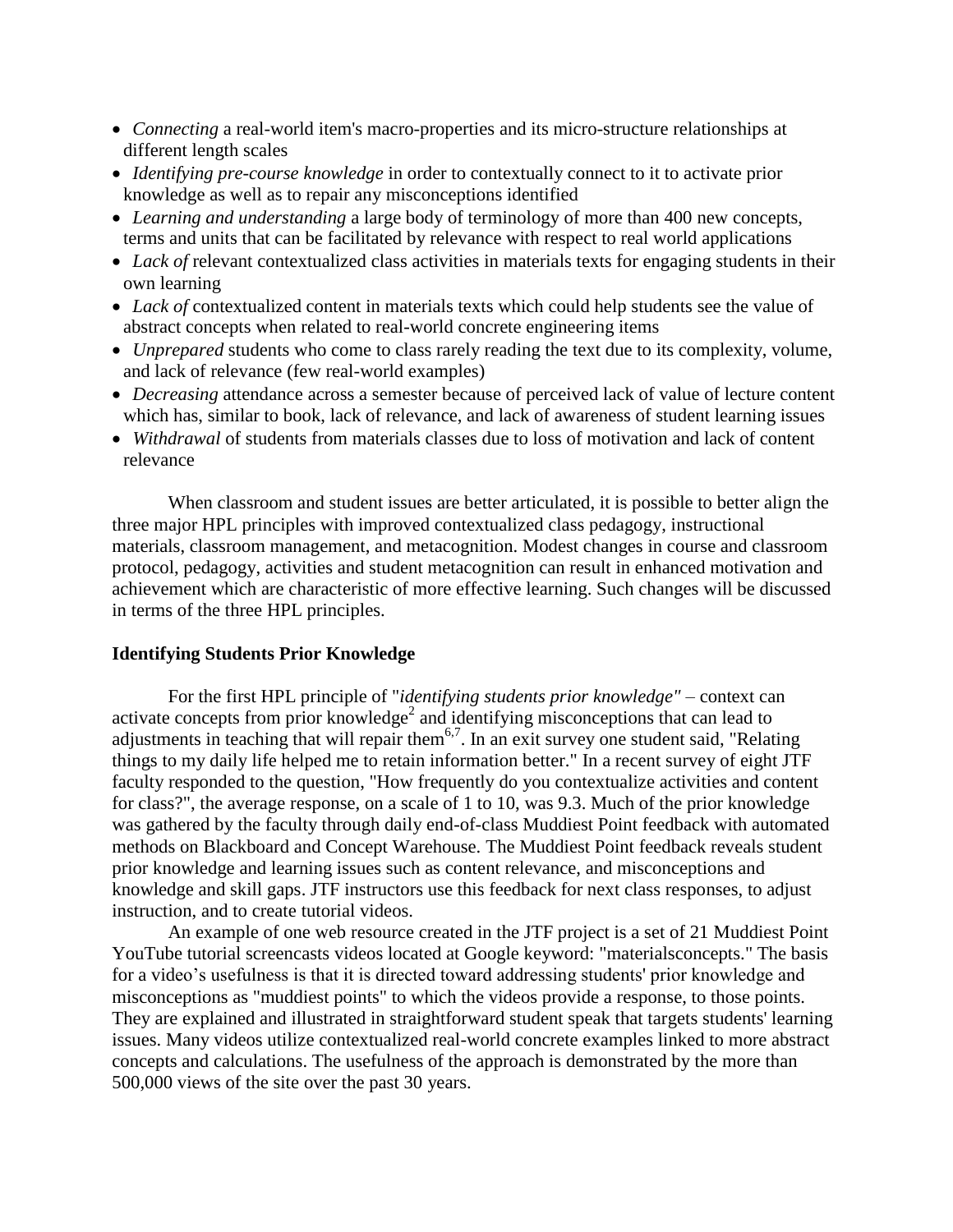- *Connecting* a real-world item's macro-properties and its micro-structure relationships at different length scales
- *Identifying pre-course knowledge* in order to contextually connect to it to activate prior knowledge as well as to repair any misconceptions identified
- *Learning and understanding* a large body of terminology of more than 400 new concepts, terms and units that can be facilitated by relevance with respect to real world applications
- *Lack of* relevant contextualized class activities in materials texts for engaging students in their own learning
- *Lack of* contextualized content in materials texts which could help students see the value of abstract concepts when related to real-world concrete engineering items
- *Unprepared* students who come to class rarely reading the text due to its complexity, volume, and lack of relevance (few real-world examples)
- *Decreasing* attendance across a semester because of perceived lack of value of lecture content which has, similar to book, lack of relevance, and lack of awareness of student learning issues
- *Withdrawal* of students from materials classes due to loss of motivation and lack of content relevance

When classroom and student issues are better articulated, it is possible to better align the three major HPL principles with improved contextualized class pedagogy, instructional materials, classroom management, and metacognition. Modest changes in course and classroom protocol, pedagogy, activities and student metacognition can result in enhanced motivation and achievement which are characteristic of more effective learning. Such changes will be discussed in terms of the three HPL principles.

**Identifying Students Prior Knowledge**

For the first HPL principle of "*identifying students prior knowledge"* – context can activate concepts from prior knowledge[2] and identifying misconceptions that can lead to adjustments in teaching that will repair them[6,7]. In an exit survey one student said, "Relating things to my daily life helped me to retain information better." In a recent survey of eight JTF faculty responded to the question, "How frequently do you contextualize activities and content for class?", the average response, on a scale of 1 to 10, was 9.3. Much of the prior knowledge was gathered by the faculty through daily end-of-class Muddiest Point feedback with automated methods on Blackboard and Concept Warehouse. The Muddiest Point feedback reveals student prior knowledge and learning issues such as content relevance, and misconceptions and knowledge and skill gaps. JTF instructors use this feedback for next class responses, to adjust instruction, and to create tutorial videos.

An example of one web resource created in the JTF project is a set of 21 Muddiest Point YouTube tutorial screencasts videos located at Google keyword: "materialsconcepts." The basis for a video's usefulness is that it is directed toward addressing students' prior knowledge and misconceptions as "muddiest points" to which the videos provide a response, to those points. They are explained and illustrated in straightforward student speak that targets students' learning issues. Many videos utilize contextualized real-world concrete examples linked to more abstract concepts and calculations. The usefulness of the approach is demonstrated by the more than 500,000 views of the site over the past 30 years.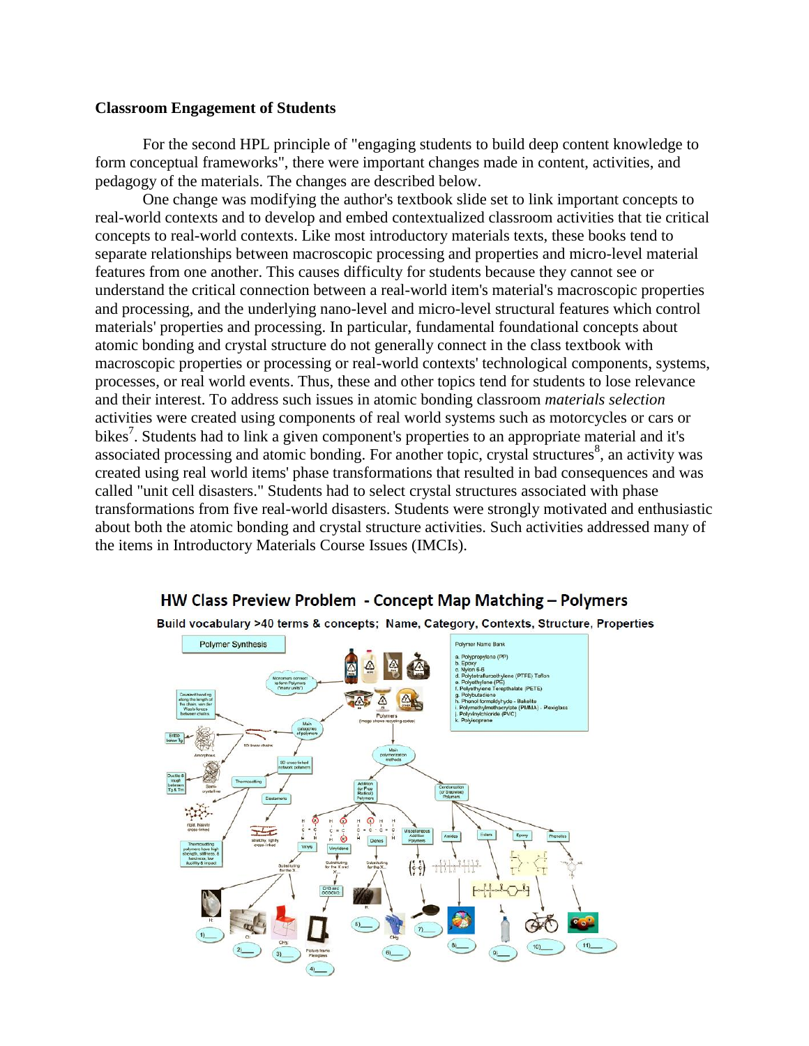**Classroom Engagement of Students**

For the second HPL principle of "engaging students to build deep content knowledge to form conceptual frameworks", there were important changes made in content, activities, and pedagogy of the materials. The changes are described below.

One change was modifying the author's textbook slide set to link important concepts to real-world contexts and to develop and embed contextualized classroom activities that tie critical concepts to real-world contexts. Like most introductory materials texts, these books tend to separate relationships between macroscopic processing and properties and micro-level material features from one another. This causes difficulty for students because they cannot see or understand the critical connection between a real-world item's material's macroscopic properties and processing, and the underlying nano-level and micro-level structural features which control materials' properties and processing. In particular, fundamental foundational concepts about atomic bonding and crystal structure do not generally connect in the class textbook with macroscopic properties or processing or real-world contexts' technological components, systems, processes, or real world events. Thus, these and other topics tend for students to lose relevance and their interest. To address such issues in atomic bonding classroom *materials selection* activities were created using components of real world systems such as motorcycles or cars or bikes[7]. Students had to link a given component's properties to an appropriate material and it's associated processing and atomic bonding. For another topic, crystal structures[8], an activity was created using real world items' phase transformations that resulted in bad consequences and was called "unit cell disasters." Students had to select crystal structures associated with phase transformations from five real-world disasters. Students were strongly motivated and enthusiastic about both the atomic bonding and crystal structure activities. Such activities addressed many of the items in Introductory Materials Course Issues (IMCIs).

**HW Class Preview Problem - Concept Map Matching – Polymers**

Build vocabulary >40 terms & concepts; Name, Category, Contexts, Structure, Properties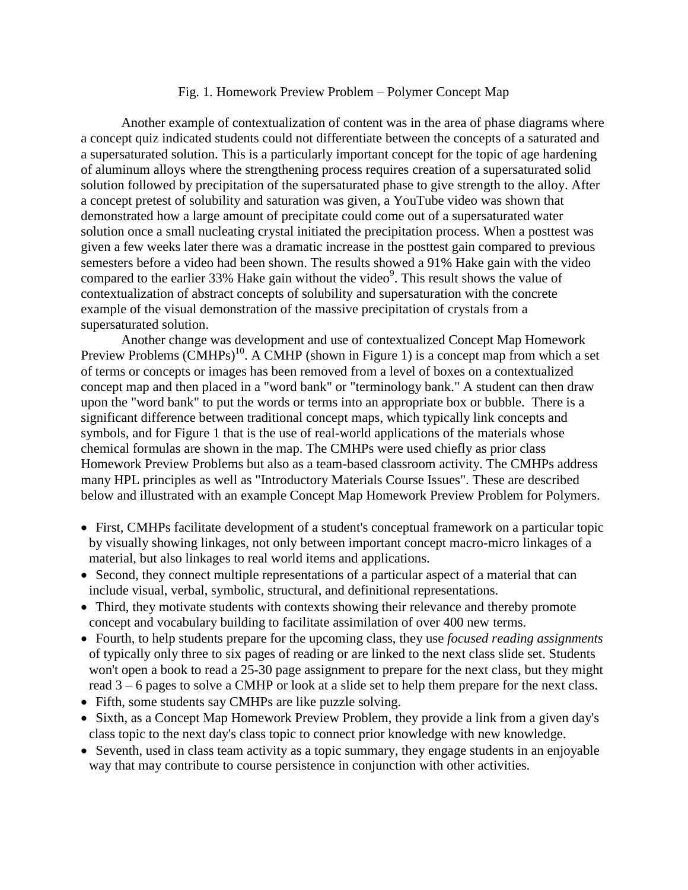Fig. 1. Homework Preview Problem – Polymer Concept Map

Another example of contextualization of content was in the area of phase diagrams where a concept quiz indicated students could not differentiate between the concepts of a saturated and a supersaturated solution. This is a particularly important concept for the topic of age hardening of aluminum alloys where the strengthening process requires creation of a supersaturated solid solution followed by precipitation of the supersaturated phase to give strength to the alloy. After a concept pretest of solubility and saturation was given, a YouTube video was shown that demonstrated how a large amount of precipitate could come out of a supersaturated water solution once a small nucleating crystal initiated the precipitation process. When a posttest was given a few weeks later there was a dramatic increase in the posttest gain compared to previous semesters before a video had been shown. The results showed a 91% Hake gain with the video compared to the earlier 33% Hake gain without the video[9]. This result shows the value of contextualization of abstract concepts of solubility and supersaturation with the concrete example of the visual demonstration of the massive precipitation of crystals from a supersaturated solution.

Another change was development and use of contextualized Concept Map Homework Preview Problems (CMHPs)[10]. A CMHP (shown in Figure 1) is a concept map from which a set of terms or concepts or images has been removed from a level of boxes on a contextualized concept map and then placed in a "word bank" or "terminology bank." A student can then draw upon the "word bank" to put the words or terms into an appropriate box or bubble. There is a significant difference between traditional concept maps, which typically link concepts and symbols, and for Figure 1 that is the use of real-world applications of the materials whose chemical formulas are shown in the map. The CMHPs were used chiefly as prior class Homework Preview Problems but also as a team-based classroom activity. The CMHPs address many HPL principles as well as "Introductory Materials Course Issues". These are described below and illustrated with an example Concept Map Homework Preview Problem for Polymers.

- First, CMHPs facilitate development of a student's conceptual framework on a particular topic by visually showing linkages, not only between important concept macro-micro linkages of a material, but also linkages to real world items and applications.
- Second, they connect multiple representations of a particular aspect of a material that can include visual, verbal, symbolic, structural, and definitional representations.
- Third, they motivate students with contexts showing their relevance and thereby promote concept and vocabulary building to facilitate assimilation of over 400 new terms.
- Fourth, to help students prepare for the upcoming class, they use *focused reading assignments* of typically only three to six pages of reading or are linked to the next class slide set. Students won't open a book to read a 25-30 page assignment to prepare for the next class, but they might read 3 – 6 pages to solve a CMHP or look at a slide set to help them prepare for the next class.
- Fifth, some students say CMHPs are like puzzle solving.
- Sixth, as a Concept Map Homework Preview Problem, they provide a link from a given day's class topic to the next day's class topic to connect prior knowledge with new knowledge.
- Seventh, used in class team activity as a topic summary, they engage students in an enjoyable way that may contribute to course persistence in conjunction with other activities.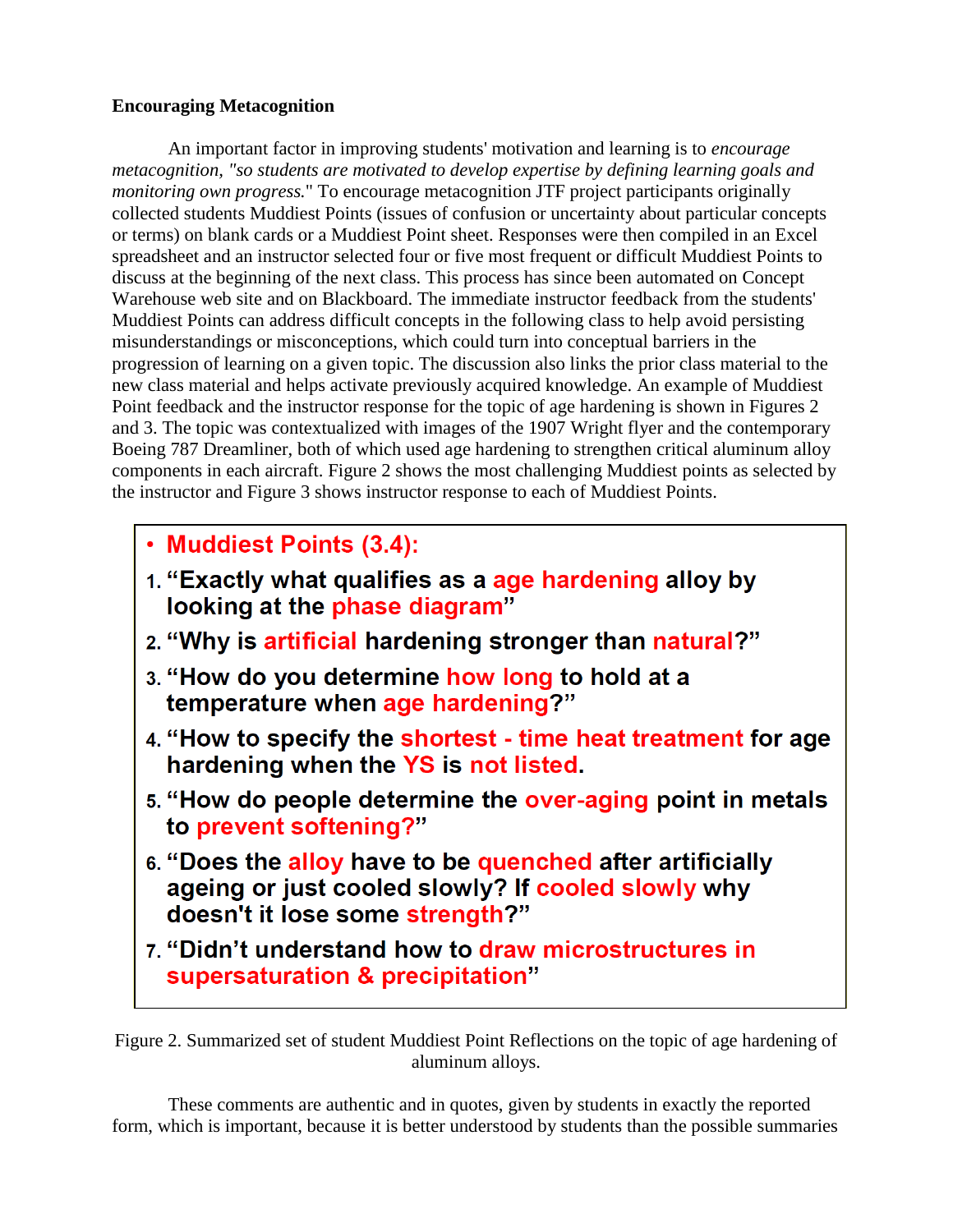**Encouraging Metacognition**

An important factor in improving students' motivation and learning is to *encourage metacognition, "so students are motivated to develop expertise by defining learning goals and monitoring own progress.*" To encourage metacognition JTF project participants originally collected students Muddiest Points (issues of confusion or uncertainty about particular concepts or terms) on blank cards or a Muddiest Point sheet. Responses were then compiled in an Excel spreadsheet and an instructor selected four or five most frequent or difficult Muddiest Points to discuss at the beginning of the next class. This process has since been automated on Concept Warehouse web site and on Blackboard. The immediate instructor feedback from the students' Muddiest Points can address difficult concepts in the following class to help avoid persisting misunderstandings or misconceptions, which could turn into conceptual barriers in the progression of learning on a given topic. The discussion also links the prior class material to the new class material and helps activate previously acquired knowledge. An example of Muddiest Point feedback and the instructor response for the topic of age hardening is shown in Figures 2 and 3. The topic was contextualized with images of the 1907 Wright flyer and the contemporary Boeing 787 Dreamliner, both of which used age hardening to strengthen critical aluminum alloy components in each aircraft. Figure 2 shows the most challenging Muddiest points as selected by the instructor and Figure 3 shows instructor response to each of Muddiest Points.

- **Muddiest Points (3.4):**

1. **"Exactly what qualifies as a age hardening alloy by looking at the phase diagram"**
2. **"Why is artificial hardening stronger than natural?"**
3. **"How do you determine how long to hold at a temperature when age hardening?"**
4. **"How to specify the shortest - time heat treatment for age hardening when the YS is not listed.**
5. **"How do people determine the over-aging point in metals to prevent softening?"**
6. **"Does the alloy have to be quenched after artificially ageing or just cooled slowly? If cooled slowly why doesn't it lose some strength?"**
7. **"Didn't understand how to draw microstructures in supersaturation & precipitation"**

Figure 2. Summarized set of student Muddiest Point Reflections on the topic of age hardening of aluminum alloys.

These comments are authentic and in quotes, given by students in exactly the reported form, which is important, because it is better understood by students than the possible summaries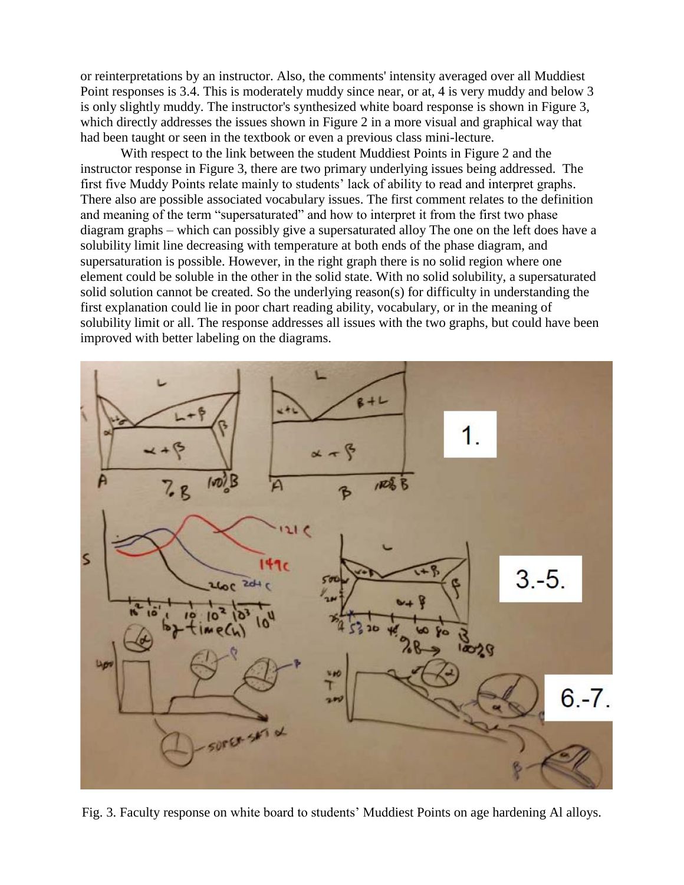or reinterpretations by an instructor. Also, the comments' intensity averaged over all Muddiest Point responses is 3.4. This is moderately muddy since near, or at, 4 is very muddy and below 3 is only slightly muddy. The instructor's synthesized white board response is shown in Figure 3, which directly addresses the issues shown in Figure 2 in a more visual and graphical way that had been taught or seen in the textbook or even a previous class mini-lecture.

With respect to the link between the student Muddiest Points in Figure 2 and the instructor response in Figure 3, there are two primary underlying issues being addressed. The first five Muddy Points relate mainly to students' lack of ability to read and interpret graphs. There also are possible associated vocabulary issues. The first comment relates to the definition and meaning of the term "supersaturated" and how to interpret it from the first two phase diagram graphs – which can possibly give a supersaturated alloy The one on the left does have a solubility limit line decreasing with temperature at both ends of the phase diagram, and supersaturation is possible. However, in the right graph there is no solid region where one element could be soluble in the other in the solid state. With no solid solubility, a supersaturated solid solution cannot be created. So the underlying reason(s) for difficulty in understanding the first explanation could lie in poor chart reading ability, vocabulary, or in the meaning of solubility limit or all. The response addresses all issues with the two graphs, but could have been improved with better labeling on the diagrams.

Fig. 3. Faculty response on white board to students' Muddiest Points on age hardening Al alloys.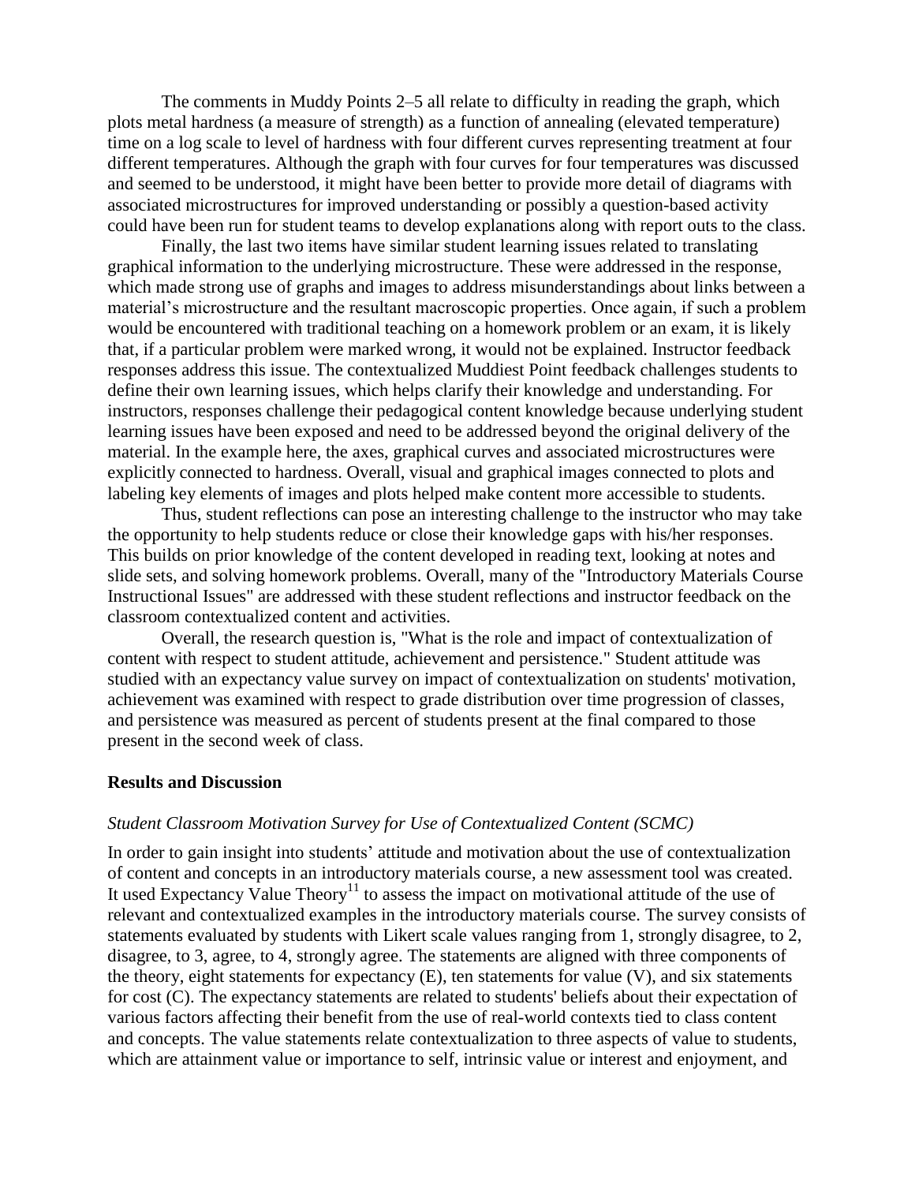The comments in Muddy Points 2–5 all relate to difficulty in reading the graph, which plots metal hardness (a measure of strength) as a function of annealing (elevated temperature) time on a log scale to level of hardness with four different curves representing treatment at four different temperatures. Although the graph with four curves for four temperatures was discussed and seemed to be understood, it might have been better to provide more detail of diagrams with associated microstructures for improved understanding or possibly a question-based activity could have been run for student teams to develop explanations along with report outs to the class.

Finally, the last two items have similar student learning issues related to translating graphical information to the underlying microstructure. These were addressed in the response, which made strong use of graphs and images to address misunderstandings about links between a material's microstructure and the resultant macroscopic properties. Once again, if such a problem would be encountered with traditional teaching on a homework problem or an exam, it is likely that, if a particular problem were marked wrong, it would not be explained. Instructor feedback responses address this issue. The contextualized Muddiest Point feedback challenges students to define their own learning issues, which helps clarify their knowledge and understanding. For instructors, responses challenge their pedagogical content knowledge because underlying student learning issues have been exposed and need to be addressed beyond the original delivery of the material. In the example here, the axes, graphical curves and associated microstructures were explicitly connected to hardness. Overall, visual and graphical images connected to plots and labeling key elements of images and plots helped make content more accessible to students.

Thus, student reflections can pose an interesting challenge to the instructor who may take the opportunity to help students reduce or close their knowledge gaps with his/her responses. This builds on prior knowledge of the content developed in reading text, looking at notes and slide sets, and solving homework problems. Overall, many of the "Introductory Materials Course Instructional Issues" are addressed with these student reflections and instructor feedback on the classroom contextualized content and activities.

Overall, the research question is, "What is the role and impact of contextualization of content with respect to student attitude, achievement and persistence." Student attitude was studied with an expectancy value survey on impact of contextualization on students' motivation, achievement was examined with respect to grade distribution over time progression of classes, and persistence was measured as percent of students present at the final compared to those present in the second week of class.

## Results and Discussion

### *Student Classroom Motivation Survey for Use of Contextualized Content (SCMC)*

In order to gain insight into students' attitude and motivation about the use of contextualization of content and concepts in an introductory materials course, a new assessment tool was created. It used Expectancy Value Theory[11] to assess the impact on motivational attitude of the use of relevant and contextualized examples in the introductory materials course. The survey consists of statements evaluated by students with Likert scale values ranging from 1, strongly disagree, to 2, disagree, to 3, agree, to 4, strongly agree. The statements are aligned with three components of the theory, eight statements for expectancy (E), ten statements for value (V), and six statements for cost (C). The expectancy statements are related to students' beliefs about their expectation of various factors affecting their benefit from the use of real-world contexts tied to class content and concepts. The value statements relate contextualization to three aspects of value to students, which are attainment value or importance to self, intrinsic value or interest and enjoyment, and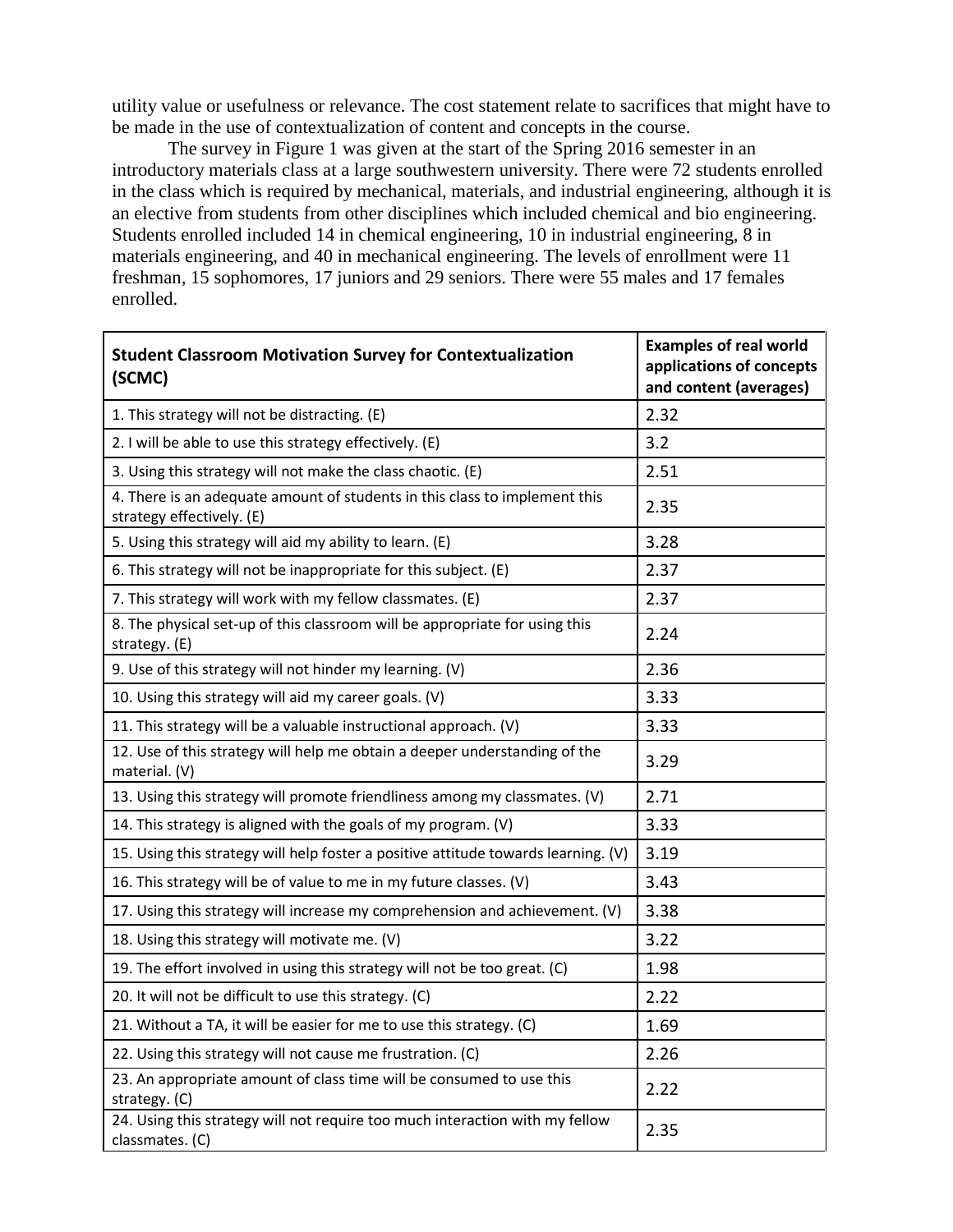utility value or usefulness or relevance. The cost statement relate to sacrifices that might have to be made in the use of contextualization of content and concepts in the course.

The survey in Figure 1 was given at the start of the Spring 2016 semester in an introductory materials class at a large southwestern university. There were 72 students enrolled in the class which is required by mechanical, materials, and industrial engineering, although it is an elective from students from other disciplines which included chemical and bio engineering. Students enrolled included 14 in chemical engineering, 10 in industrial engineering, 8 in materials engineering, and 40 in mechanical engineering. The levels of enrollment were 11 freshman, 15 sophomores, 17 juniors and 29 seniors. There were 55 males and 17 females enrolled.

| **Student Classroom Motivation Survey for Contextualization (SCMC)** | **Examples of real world applications of concepts and content (averages)** |
|---|---|
| 1. This strategy will not be distracting. (E) | 2.32 |
| 2. I will be able to use this strategy effectively. (E) | 3.2 |
| 3. Using this strategy will not make the class chaotic. (E) | 2.51 |
| 4. There is an adequate amount of students in this class to implement this strategy effectively. (E) | 2.35 |
| 5. Using this strategy will aid my ability to learn. (E) | 3.28 |
| 6. This strategy will not be inappropriate for this subject. (E) | 2.37 |
| 7. This strategy will work with my fellow classmates. (E) | 2.37 |
| 8. The physical set-up of this classroom will be appropriate for using this strategy. (E) | 2.24 |
| 9. Use of this strategy will not hinder my learning. (V) | 2.36 |
| 10. Using this strategy will aid my career goals. (V) | 3.33 |
| 11. This strategy will be a valuable instructional approach. (V) | 3.33 |
| 12. Use of this strategy will help me obtain a deeper understanding of the material. (V) | 3.29 |
| 13. Using this strategy will promote friendliness among my classmates. (V) | 2.71 |
| 14. This strategy is aligned with the goals of my program. (V) | 3.33 |
| 15. Using this strategy will help foster a positive attitude towards learning. (V) | 3.19 |
| 16. This strategy will be of value to me in my future classes. (V) | 3.43 |
| 17. Using this strategy will increase my comprehension and achievement. (V) | 3.38 |
| 18. Using this strategy will motivate me. (V) | 3.22 |
| 19. The effort involved in using this strategy will not be too great. (C) | 1.98 |
| 20. It will not be difficult to use this strategy. (C) | 2.22 |
| 21. Without a TA, it will be easier for me to use this strategy. (C) | 1.69 |
| 22. Using this strategy will not cause me frustration. (C) | 2.26 |
| 23. An appropriate amount of class time will be consumed to use this strategy. (C) | 2.22 |
| 24. Using this strategy will not require too much interaction with my fellow classmates. (C) | 2.35 |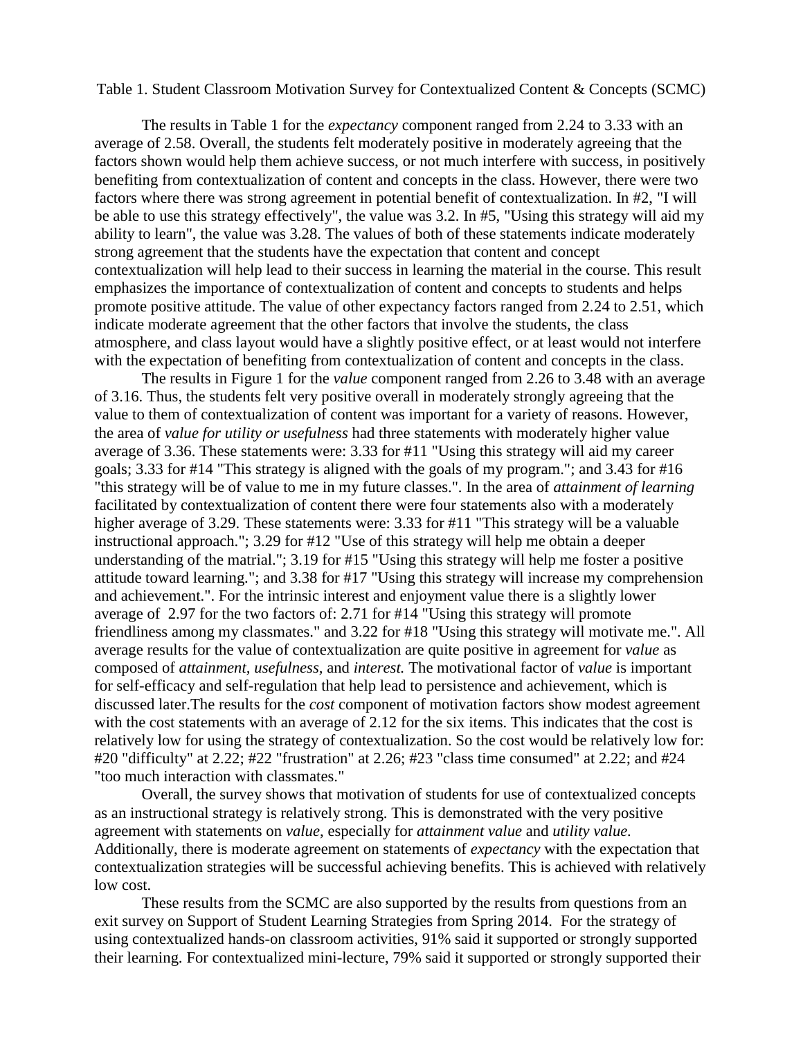Table 1. Student Classroom Motivation Survey for Contextualized Content & Concepts (SCMC)

The results in Table 1 for the *expectancy* component ranged from 2.24 to 3.33 with an average of 2.58. Overall, the students felt moderately positive in moderately agreeing that the factors shown would help them achieve success, or not much interfere with success, in positively benefiting from contextualization of content and concepts in the class. However, there were two factors where there was strong agreement in potential benefit of contextualization. In #2, "I will be able to use this strategy effectively", the value was 3.2. In #5, "Using this strategy will aid my ability to learn", the value was 3.28. The values of both of these statements indicate moderately strong agreement that the students have the expectation that content and concept contextualization will help lead to their success in learning the material in the course. This result emphasizes the importance of contextualization of content and concepts to students and helps promote positive attitude. The value of other expectancy factors ranged from 2.24 to 2.51, which indicate moderate agreement that the other factors that involve the students, the class atmosphere, and class layout would have a slightly positive effect, or at least would not interfere with the expectation of benefiting from contextualization of content and concepts in the class.

The results in Figure 1 for the *value* component ranged from 2.26 to 3.48 with an average of 3.16. Thus, the students felt very positive overall in moderately strongly agreeing that the value to them of contextualization of content was important for a variety of reasons. However, the area of *value for utility or usefulness* had three statements with moderately higher value average of 3.36. These statements were: 3.33 for #11 "Using this strategy will aid my career goals; 3.33 for #14 "This strategy is aligned with the goals of my program."; and 3.43 for #16 "this strategy will be of value to me in my future classes.". In the area of *attainment of learning* facilitated by contextualization of content there were four statements also with a moderately higher average of 3.29. These statements were: 3.33 for #11 "This strategy will be a valuable instructional approach."; 3.29 for #12 "Use of this strategy will help me obtain a deeper understanding of the matrial."; 3.19 for #15 "Using this strategy will help me foster a positive attitude toward learning."; and 3.38 for #17 "Using this strategy will increase my comprehension and achievement.". For the intrinsic interest and enjoyment value there is a slightly lower average of 2.97 for the two factors of: 2.71 for #14 "Using this strategy will promote friendliness among my classmates." and 3.22 for #18 "Using this strategy will motivate me.". All average results for the value of contextualization are quite positive in agreement for *value* as composed of *attainment, usefulness,* and *interest.* The motivational factor of *value* is important for self-efficacy and self-regulation that help lead to persistence and achievement, which is discussed later.The results for the *cost* component of motivation factors show modest agreement with the cost statements with an average of 2.12 for the six items. This indicates that the cost is relatively low for using the strategy of contextualization. So the cost would be relatively low for: #20 "difficulty" at 2.22; #22 "frustration" at 2.26; #23 "class time consumed" at 2.22; and #24 "too much interaction with classmates."

Overall, the survey shows that motivation of students for use of contextualized concepts as an instructional strategy is relatively strong. This is demonstrated with the very positive agreement with statements on *value*, especially for *attainment value* and *utility value.* Additionally, there is moderate agreement on statements of *expectancy* with the expectation that contextualization strategies will be successful achieving benefits. This is achieved with relatively low cost.

These results from the SCMC are also supported by the results from questions from an exit survey on Support of Student Learning Strategies from Spring 2014. For the strategy of using contextualized hands-on classroom activities, 91% said it supported or strongly supported their learning. For contextualized mini-lecture, 79% said it supported or strongly supported their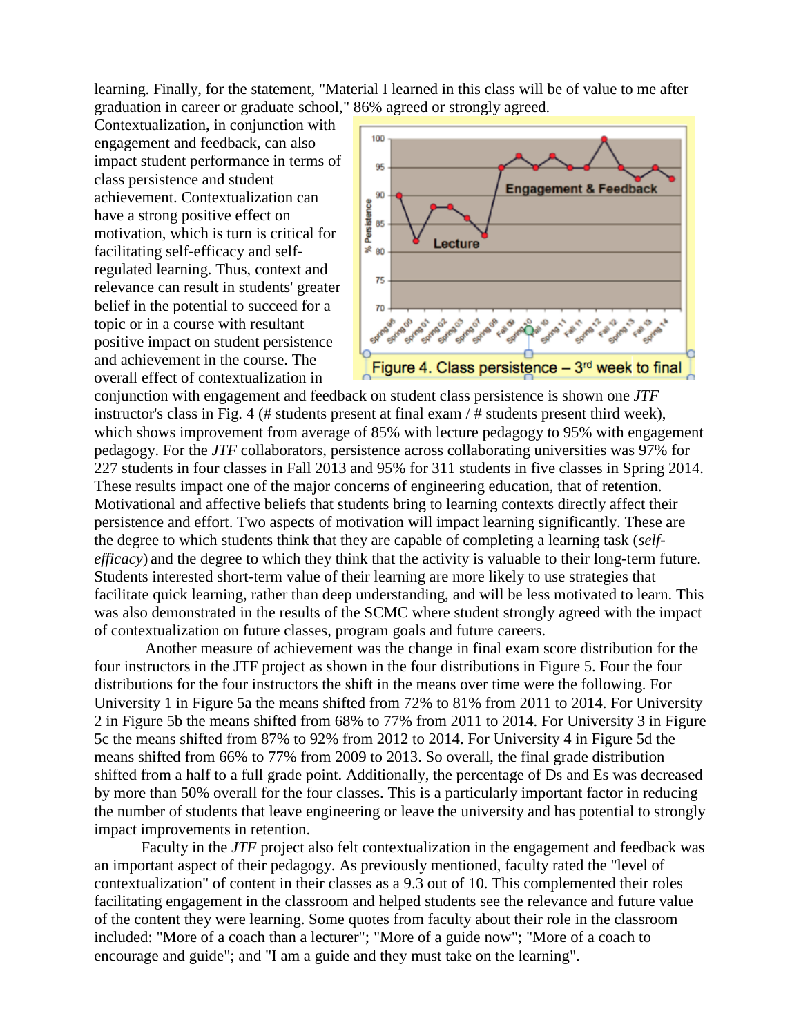learning. Finally, for the statement, "Material I learned in this class will be of value to me after graduation in career or graduate school," 86% agreed or strongly agreed.

Contextualization, in conjunction with engagement and feedback, can also impact student performance in terms of class persistence and student achievement. Contextualization can have a strong positive effect on motivation, which is turn is critical for facilitating self-efficacy and self-regulated learning. Thus, context and relevance can result in students' greater belief in the potential to succeed for a topic or in a course with resultant positive impact on student persistence and achievement in the course. The overall effect of contextualization in conjunction with engagement and feedback on student class persistence is shown one *JTF* instructor's class in Fig. 4 (# students present at final exam / # students present third week), which shows improvement from average of 85% with lecture pedagogy to 95% with engagement pedagogy. For the *JTF* collaborators, persistence across collaborating universities was 97% for 227 students in four classes in Fall 2013 and 95% for 311 students in five classes in Spring 2014. These results impact one of the major concerns of engineering education, that of retention. Motivational and affective beliefs that students bring to learning contexts directly affect their persistence and effort. Two aspects of motivation will impact learning significantly. These are the degree to which students think that they are capable of completing a learning task (*self-efficacy*) and the degree to which they think that the activity is valuable to their long-term future. Students interested short-term value of their learning are more likely to use strategies that facilitate quick learning, rather than deep understanding, and will be less motivated to learn. This was also demonstrated in the results of the SCMC where student strongly agreed with the impact of contextualization on future classes, program goals and future careers.

Figure 4. Class persistence – 3rd week to final

Another measure of achievement was the change in final exam score distribution for the four instructors in the JTF project as shown in the four distributions in Figure 5. Four the four distributions for the four instructors the shift in the means over time were the following. For University 1 in Figure 5a the means shifted from 72% to 81% from 2011 to 2014. For University 2 in Figure 5b the means shifted from 68% to 77% from 2011 to 2014. For University 3 in Figure 5c the means shifted from 87% to 92% from 2012 to 2014. For University 4 in Figure 5d the means shifted from 66% to 77% from 2009 to 2013. So overall, the final grade distribution shifted from a half to a full grade point. Additionally, the percentage of Ds and Es was decreased by more than 50% overall for the four classes. This is a particularly important factor in reducing the number of students that leave engineering or leave the university and has potential to strongly impact improvements in retention.

Faculty in the *JTF* project also felt contextualization in the engagement and feedback was an important aspect of their pedagogy. As previously mentioned, faculty rated the "level of contextualization" of content in their classes as a 9.3 out of 10. This complemented their roles facilitating engagement in the classroom and helped students see the relevance and future value of the content they were learning. Some quotes from faculty about their role in the classroom included: "More of a coach than a lecturer"; "More of a guide now"; "More of a coach to encourage and guide"; and "I am a guide and they must take on the learning".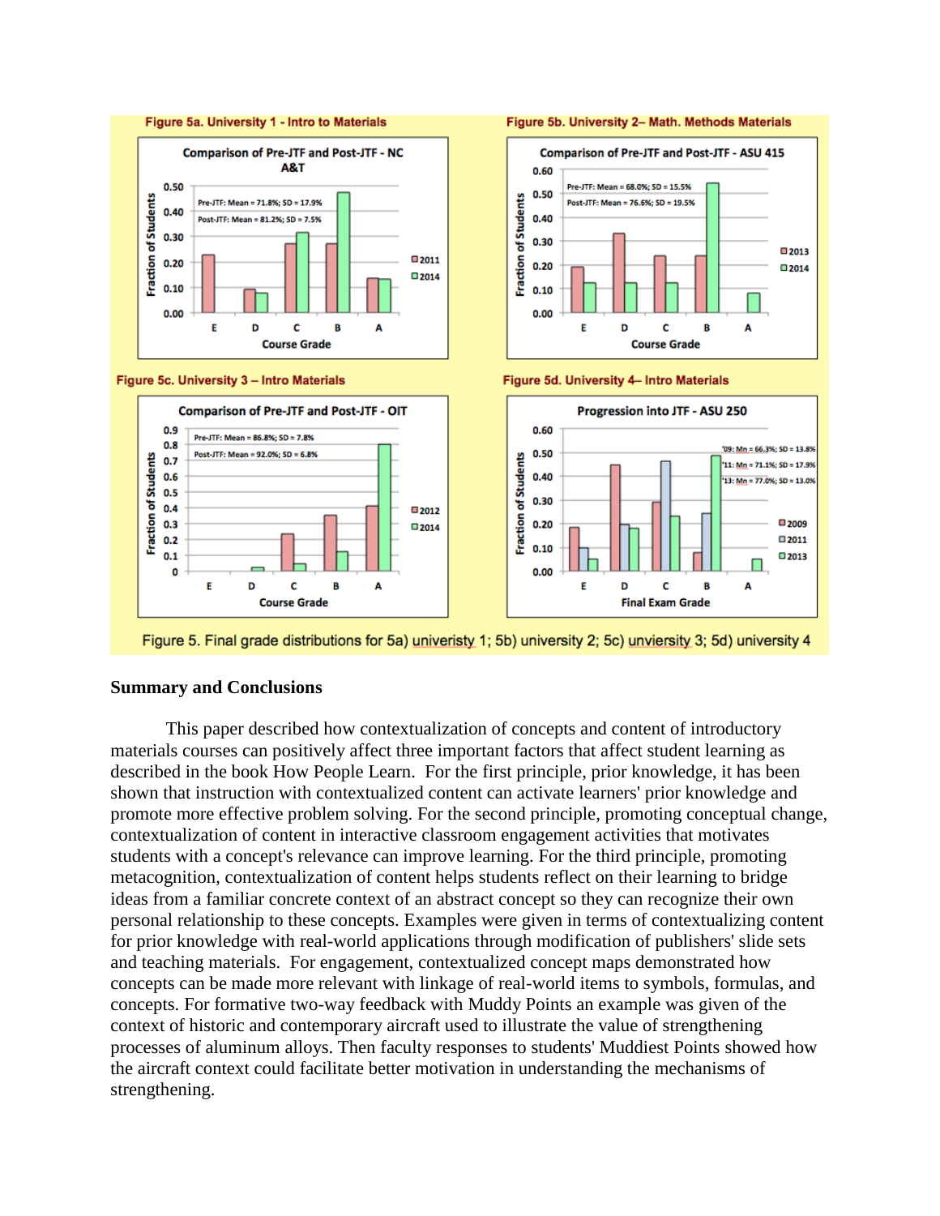**Figure 5a. University 1 - Intro to Materials**

**Figure 5b. University 2– Math. Methods Materials**

**Figure 5c. University 3 – Intro Materials**

**Figure 5d. University 4– Intro Materials**

Figure 5. Final grade distributions for 5a) univeristy 1; 5b) university 2; 5c) unviersity 3; 5d) university 4

## Summary and Conclusions

This paper described how contextualization of concepts and content of introductory materials courses can positively affect three important factors that affect student learning as described in the book How People Learn. For the first principle, prior knowledge, it has been shown that instruction with contextualized content can activate learners' prior knowledge and promote more effective problem solving. For the second principle, promoting conceptual change, contextualization of content in interactive classroom engagement activities that motivates students with a concept's relevance can improve learning. For the third principle, promoting metacognition, contextualization of content helps students reflect on their learning to bridge ideas from a familiar concrete context of an abstract concept so they can recognize their own personal relationship to these concepts. Examples were given in terms of contextualizing content for prior knowledge with real-world applications through modification of publishers' slide sets and teaching materials. For engagement, contextualized concept maps demonstrated how concepts can be made more relevant with linkage of real-world items to symbols, formulas, and concepts. For formative two-way feedback with Muddy Points an example was given of the context of historic and contemporary aircraft used to illustrate the value of strengthening processes of aluminum alloys. Then faculty responses to students' Muddiest Points showed how the aircraft context could facilitate better motivation in understanding the mechanisms of strengthening.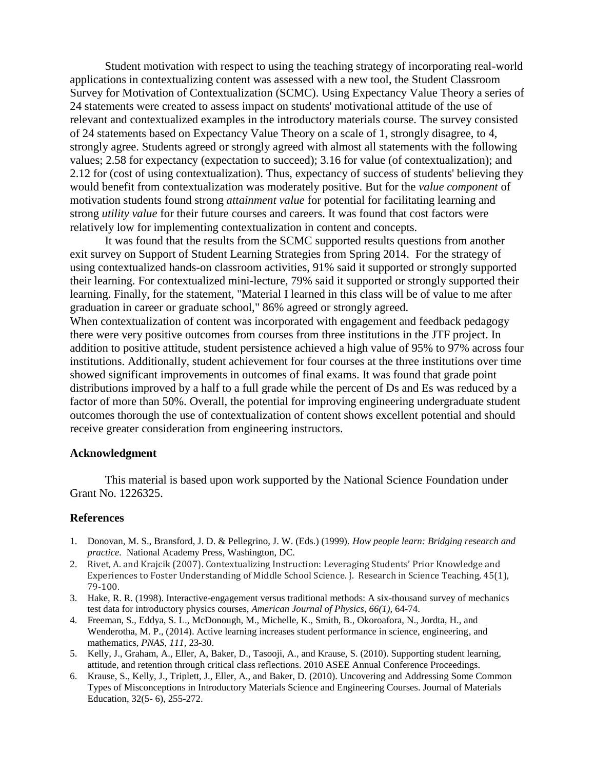Student motivation with respect to using the teaching strategy of incorporating real-world applications in contextualizing content was assessed with a new tool, the Student Classroom Survey for Motivation of Contextualization (SCMC). Using Expectancy Value Theory a series of 24 statements were created to assess impact on students' motivational attitude of the use of relevant and contextualized examples in the introductory materials course. The survey consisted of 24 statements based on Expectancy Value Theory on a scale of 1, strongly disagree, to 4, strongly agree. Students agreed or strongly agreed with almost all statements with the following values; 2.58 for expectancy (expectation to succeed); 3.16 for value (of contextualization); and 2.12 for (cost of using contextualization). Thus, expectancy of success of students' believing they would benefit from contextualization was moderately positive. But for the *value component* of motivation students found strong *attainment value* for potential for facilitating learning and strong *utility value* for their future courses and careers. It was found that cost factors were relatively low for implementing contextualization in content and concepts.

It was found that the results from the SCMC supported results questions from another exit survey on Support of Student Learning Strategies from Spring 2014. For the strategy of using contextualized hands-on classroom activities, 91% said it supported or strongly supported their learning. For contextualized mini-lecture, 79% said it supported or strongly supported their learning. Finally, for the statement, "Material I learned in this class will be of value to me after graduation in career or graduate school," 86% agreed or strongly agreed.
When contextualization of content was incorporated with engagement and feedback pedagogy there were very positive outcomes from courses from three institutions in the JTF project. In addition to positive attitude, student persistence achieved a high value of 95% to 97% across four institutions. Additionally, student achievement for four courses at the three institutions over time showed significant improvements in outcomes of final exams. It was found that grade point distributions improved by a half to a full grade while the percent of Ds and Es was reduced by a factor of more than 50%. Overall, the potential for improving engineering undergraduate student outcomes thorough the use of contextualization of content shows excellent potential and should receive greater consideration from engineering instructors.

## Acknowledgment

This material is based upon work supported by the National Science Foundation under Grant No. 1226325.

## References

1. Donovan, M. S., Bransford, J. D. & Pellegrino, J. W. (Eds.) (1999). *How people learn: Bridging research and practice*. National Academy Press, Washington, DC.
2. Rivet, A. and Krajcik (2007). Contextualizing Instruction: Leveraging Students' Prior Knowledge and Experiences to Foster Understanding of Middle School Science. J. Research in Science Teaching, 45(1), 79-100.
3. Hake, R. R. (1998). Interactive-engagement versus traditional methods: A six-thousand survey of mechanics test data for introductory physics courses, *American Journal of Physics*, *66(1)*, 64-74.
4. Freeman, S., Eddya, S. L., McDonough, M., Michelle, K., Smith, B., Okoroafora, N., Jordta, H., and Wenderotha, M. P., (2014). Active learning increases student performance in science, engineering, and mathematics, *PNAS*, *111*, 23-30.
5. Kelly, J., Graham, A., Eller, A, Baker, D., Tasooji, A., and Krause, S. (2010). Supporting student learning, attitude, and retention through critical class reflections. 2010 ASEE Annual Conference Proceedings.
6. Krause, S., Kelly, J., Triplett, J., Eller, A., and Baker, D. (2010). Uncovering and Addressing Some Common Types of Misconceptions in Introductory Materials Science and Engineering Courses. Journal of Materials Education, 32(5- 6), 255-272.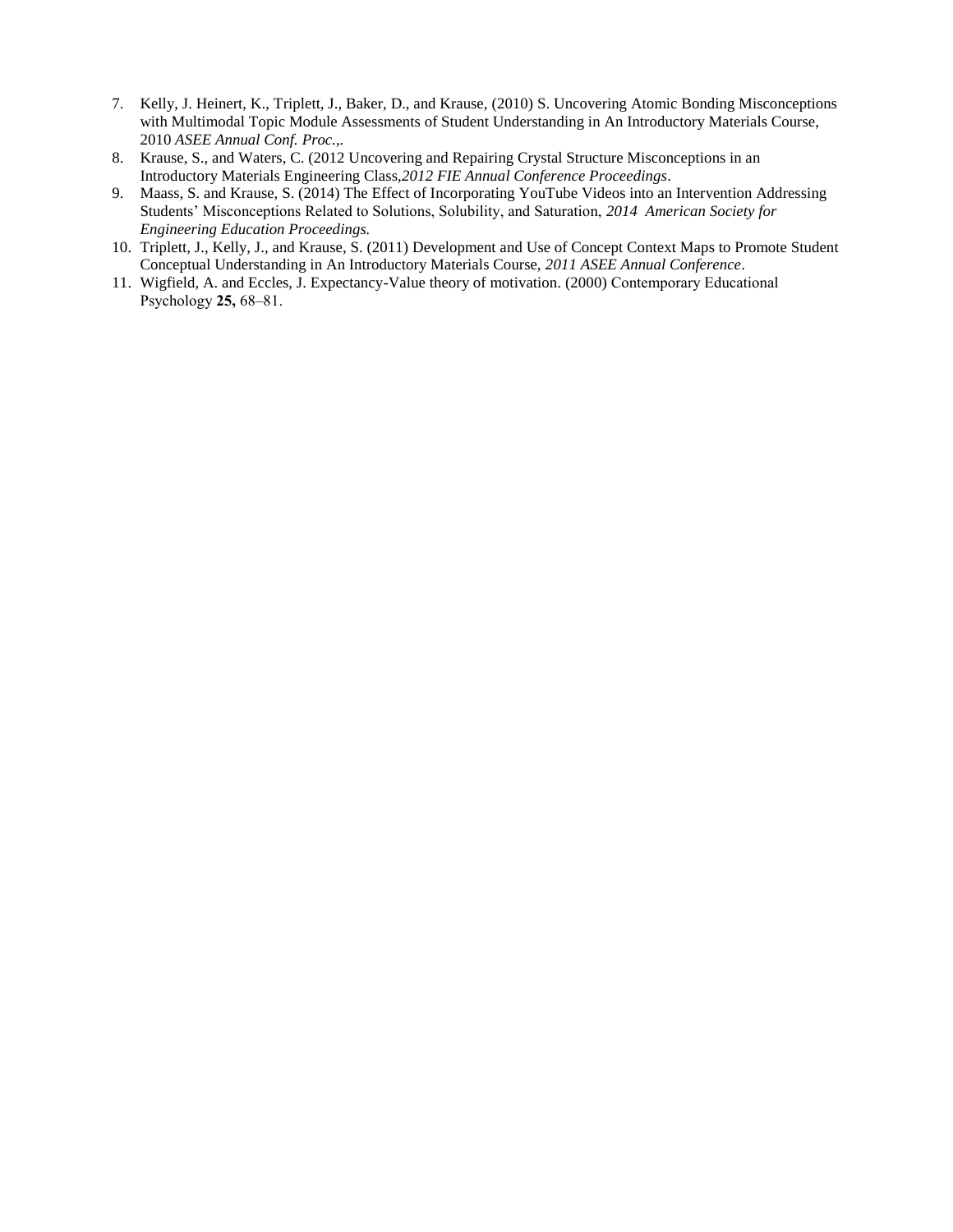7. Kelly, J. Heinert, K., Triplett, J., Baker, D., and Krause, (2010) S. Uncovering Atomic Bonding Misconceptions with Multimodal Topic Module Assessments of Student Understanding in An Introductory Materials Course, 2010 *ASEE Annual Conf. Proc.,*.
8. Krause, S., and Waters, C. (2012 Uncovering and Repairing Crystal Structure Misconceptions in an Introductory Materials Engineering Class,*2012 FIE Annual Conference Proceedings*.
9. Maass, S. and Krause, S. (2014) The Effect of Incorporating YouTube Videos into an Intervention Addressing Students' Misconceptions Related to Solutions, Solubility, and Saturation, *2014 American Society for Engineering Education Proceedings.*
10. Triplett, J., Kelly, J., and Krause, S. (2011) Development and Use of Concept Context Maps to Promote Student Conceptual Understanding in An Introductory Materials Course, *2011 ASEE Annual Conference*.
11. Wigfield, A. and Eccles, J. Expectancy-Value theory of motivation. (2000) Contemporary Educational Psychology **25,** 68–81.